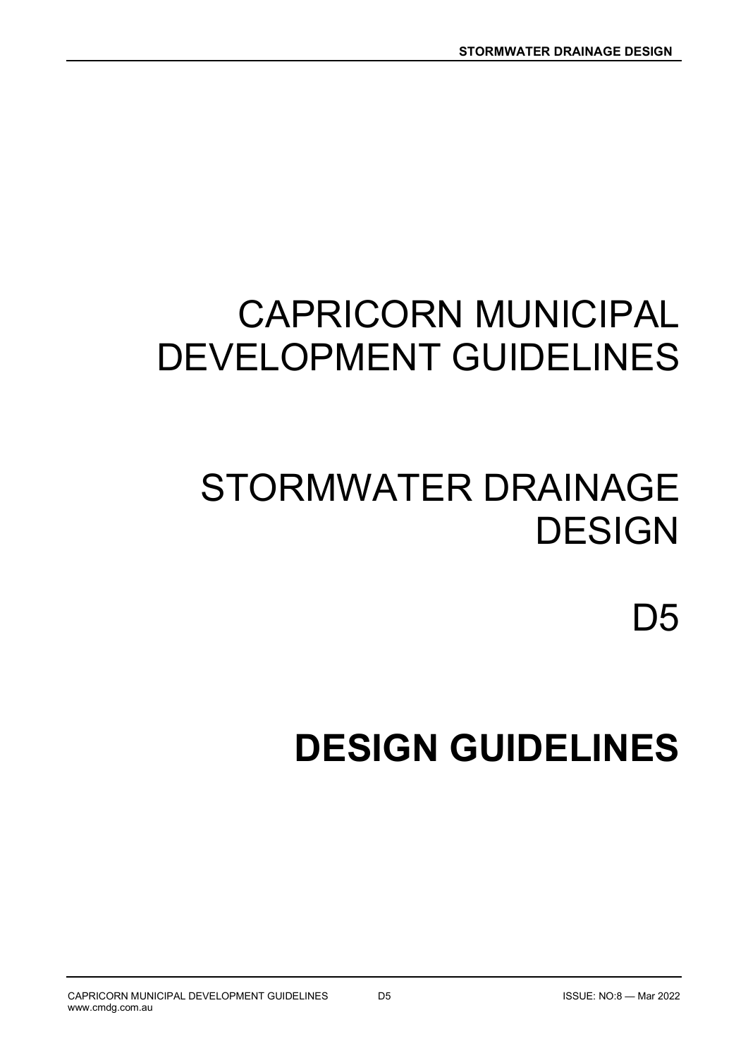# CAPRICORN MUNICIPAL DEVELOPMENT GUIDELINES

# STORMWATER DRAINAGE DESIGN

# D5

# **DESIGN GUIDELINES**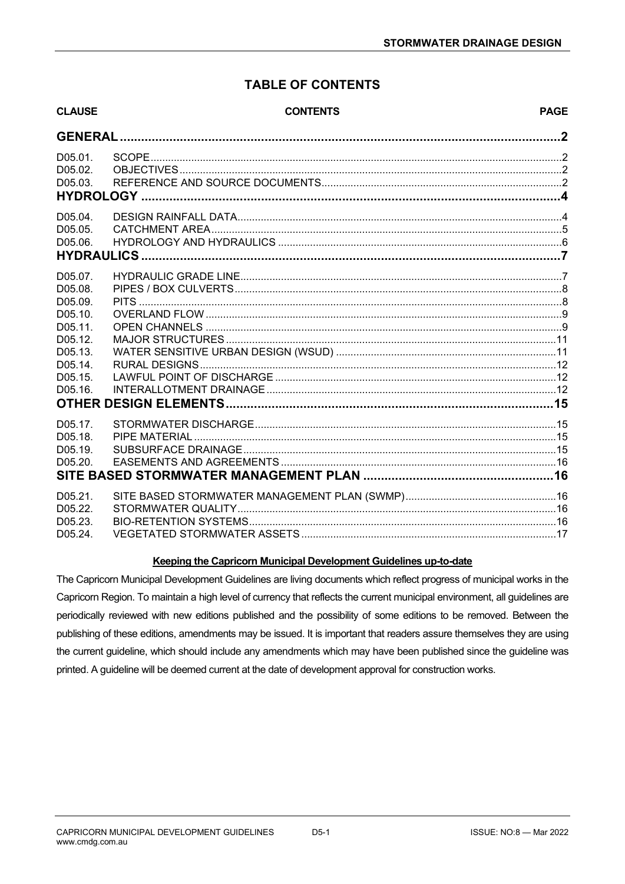# TABLE OF CONTENTS

| CLAUSE | CONTENTS | PAGE |
| --- | --- | --- |
| **GENERAL** | | **2** |
| D05.01. | SCOPE | 2 |
| D05.02. | OBJECTIVES | 2 |
| D05.03. | REFERENCE AND SOURCE DOCUMENTS | 2 |
| **HYDROLOGY** | | **4** |
| D05.04. | DESIGN RAINFALL DATA | 4 |
| D05.05. | CATCHMENT AREA | 5 |
| D05.06. | HYDROLOGY AND HYDRAULICS | 6 |
| **HYDRAULICS** | | **7** |
| D05.07. | HYDRAULIC GRADE LINE | 7 |
| D05.08. | PIPES / BOX CULVERTS | 8 |
| D05.09. | PITS | 8 |
| D05.10. | OVERLAND FLOW | 9 |
| D05.11. | OPEN CHANNELS | 9 |
| D05.12. | MAJOR STRUCTURES | 11 |
| D05.13. | WATER SENSITIVE URBAN DESIGN (WSUD) | 11 |
| D05.14. | RURAL DESIGNS | 12 |
| D05.15. | LAWFUL POINT OF DISCHARGE | 12 |
| D05.16. | INTERALLOTMENT DRAINAGE | 12 |
| **OTHER DESIGN ELEMENTS** | | **15** |
| D05.17. | STORMWATER DISCHARGE | 15 |
| D05.18. | PIPE MATERIAL | 15 |
| D05.19. | SUBSURFACE DRAINAGE | 15 |
| D05.20. | EASEMENTS AND AGREEMENTS | 16 |
| **SITE BASED STORMWATER MANAGEMENT PLAN** | | **16** |
| D05.21. | SITE BASED STORMWATER MANAGEMENT PLAN (SWMP) | 16 |
| D05.22. | STORMWATER QUALITY | 16 |
| D05.23. | BIO-RETENTION SYSTEMS | 16 |
| D05.24. | VEGETATED STORMWATER ASSETS | 17 |

**Keeping the Capricorn Municipal Development Guidelines up-to-date**

The Capricorn Municipal Development Guidelines are living documents which reflect progress of municipal works in the Capricorn Region. To maintain a high level of currency that reflects the current municipal environment, all guidelines are periodically reviewed with new editions published and the possibility of some editions to be removed. Between the publishing of these editions, amendments may be issued. It is important that readers assure themselves they are using the current guideline, which should include any amendments which may have been published since the guideline was printed. A guideline will be deemed current at the date of development approval for construction works.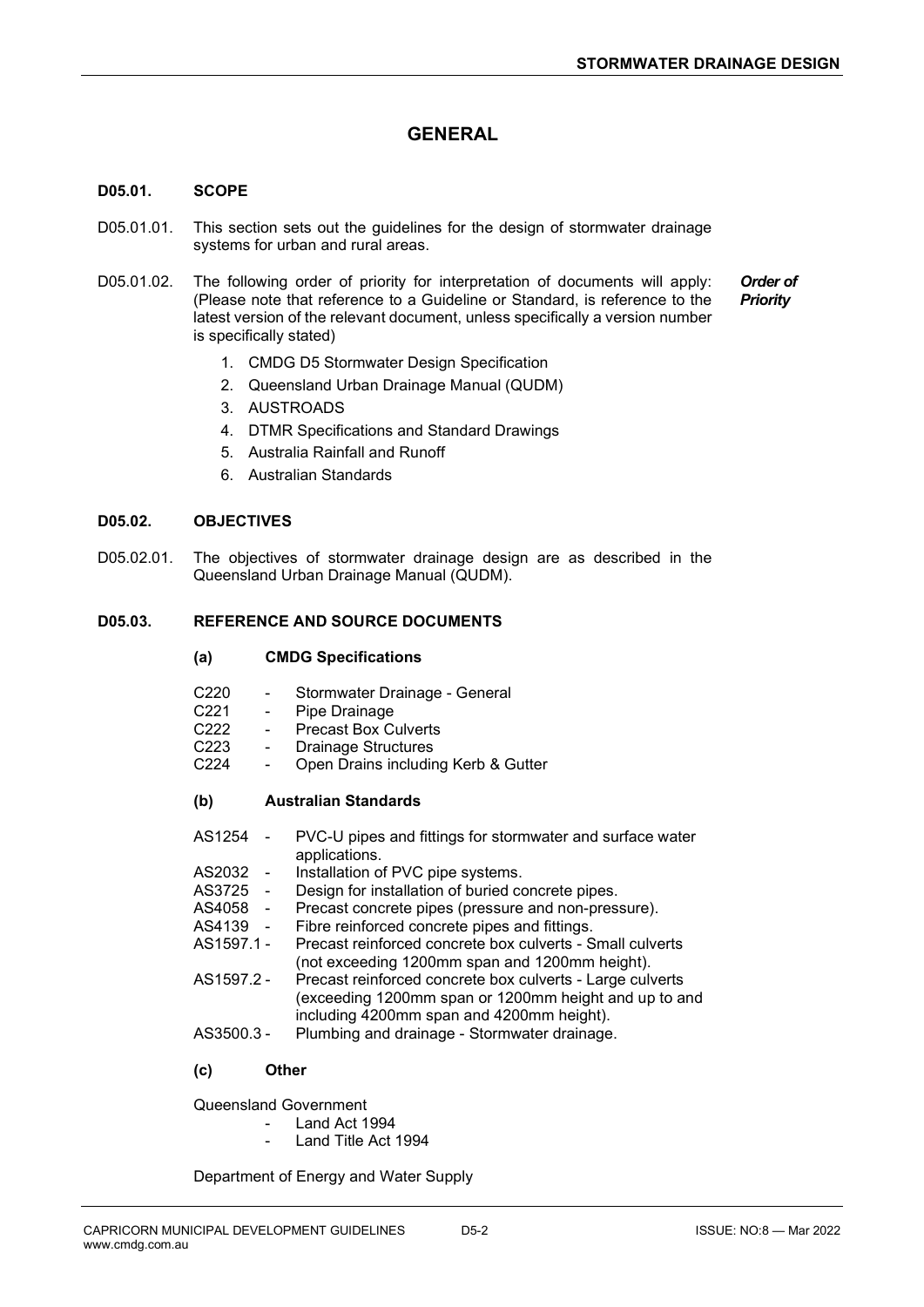# GENERAL

## D05.01. SCOPE

D05.01.01. This section sets out the guidelines for the design of stormwater drainage systems for urban and rural areas.

D05.01.02. The following order of priority for interpretation of documents will apply: (Please note that reference to a Guideline or Standard, is reference to the latest version of the relevant document, unless specifically a version number is specifically stated) ***Order of Priority***

1. CMDG D5 Stormwater Design Specification
2. Queensland Urban Drainage Manual (QUDM)
3. AUSTROADS
4. DTMR Specifications and Standard Drawings
5. Australia Rainfall and Runoff
6. Australian Standards

## D05.02. OBJECTIVES

D05.02.01. The objectives of stormwater drainage design are as described in the Queensland Urban Drainage Manual (QUDM).

## D05.03. REFERENCE AND SOURCE DOCUMENTS

### (a) CMDG Specifications

- C220 - Stormwater Drainage - General
- C221 - Pipe Drainage
- C222 - Precast Box Culverts
- C223 - Drainage Structures
- C224 - Open Drains including Kerb & Gutter

### (b) Australian Standards

- AS1254 - PVC-U pipes and fittings for stormwater and surface water applications.
- AS2032 - Installation of PVC pipe systems.
- AS3725 - Design for installation of buried concrete pipes.
- AS4058 - Precast concrete pipes (pressure and non-pressure).
- AS4139 - Fibre reinforced concrete pipes and fittings.
- AS1597.1 - Precast reinforced concrete box culverts - Small culverts (not exceeding 1200mm span and 1200mm height).
- AS1597.2 - Precast reinforced concrete box culverts - Large culverts (exceeding 1200mm span or 1200mm height and up to and including 4200mm span and 4200mm height).
- AS3500.3 - Plumbing and drainage - Stormwater drainage.

### (c) Other

Queensland Government

- Land Act 1994
- Land Title Act 1994

Department of Energy and Water Supply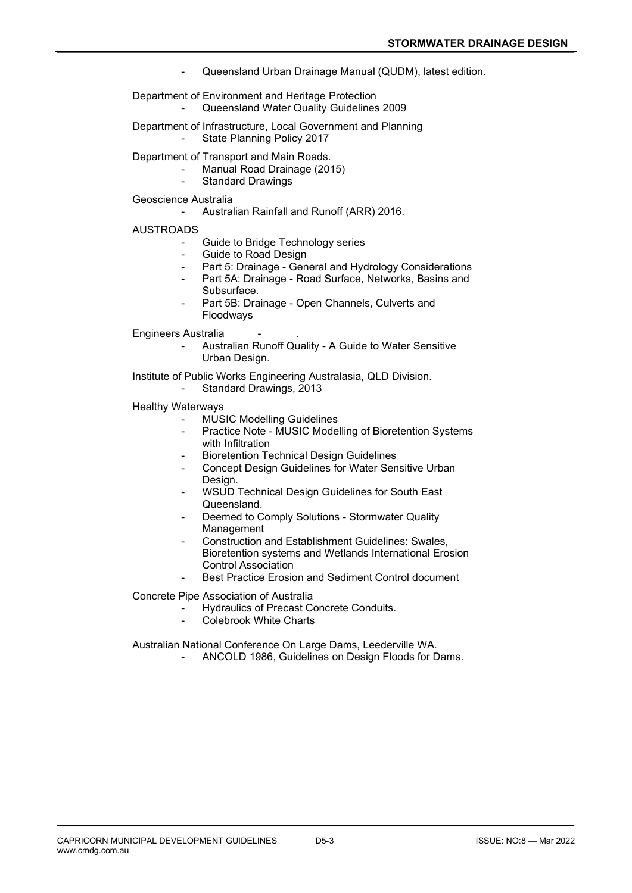- Queensland Urban Drainage Manual (QUDM), latest edition.

Department of Environment and Heritage Protection

- Queensland Water Quality Guidelines 2009

Department of Infrastructure, Local Government and Planning

- State Planning Policy 2017

Department of Transport and Main Roads.

- Manual Road Drainage (2015)
- Standard Drawings

Geoscience Australia

- Australian Rainfall and Runoff (ARR) 2016.

AUSTROADS

- Guide to Bridge Technology series
- Guide to Road Design
- Part 5: Drainage - General and Hydrology Considerations
- Part 5A: Drainage - Road Surface, Networks, Basins and Subsurface.
- Part 5B: Drainage - Open Channels, Culverts and Floodways

Engineers Australia - .

- Australian Runoff Quality - A Guide to Water Sensitive Urban Design.

Institute of Public Works Engineering Australasia, QLD Division.

- Standard Drawings, 2013

Healthy Waterways

- MUSIC Modelling Guidelines
- Practice Note - MUSIC Modelling of Bioretention Systems with Infiltration
- Bioretention Technical Design Guidelines
- Concept Design Guidelines for Water Sensitive Urban Design.
- WSUD Technical Design Guidelines for South East Queensland.
- Deemed to Comply Solutions - Stormwater Quality Management
- Construction and Establishment Guidelines: Swales, Bioretention systems and Wetlands International Erosion Control Association
- Best Practice Erosion and Sediment Control document

Concrete Pipe Association of Australia

- Hydraulics of Precast Concrete Conduits.
- Colebrook White Charts

Australian National Conference On Large Dams, Leederville WA.

- ANCOLD 1986, Guidelines on Design Floods for Dams.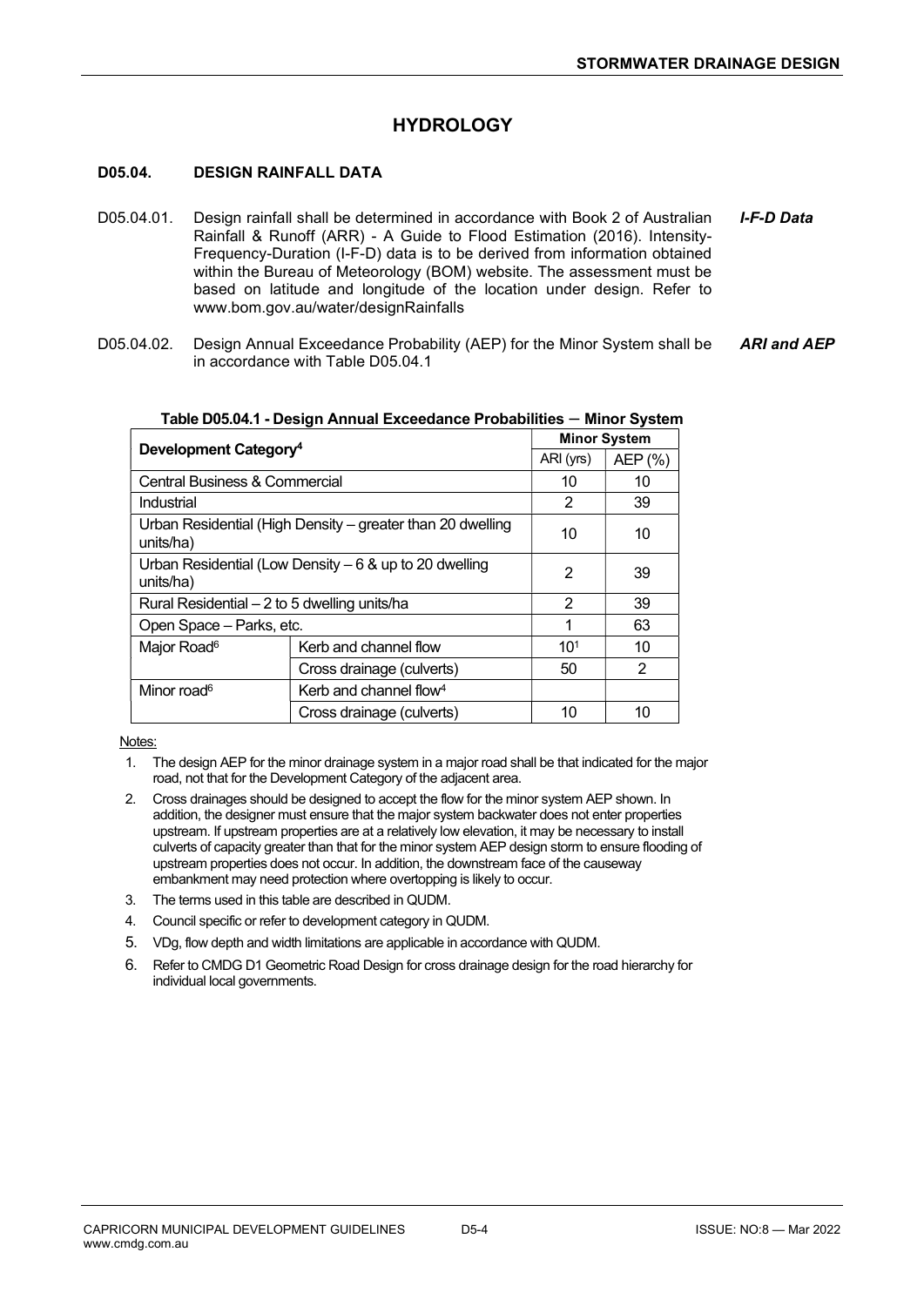# HYDROLOGY

## D05.04. DESIGN RAINFALL DATA

D05.04.01. Design rainfall shall be determined in accordance with Book 2 of Australian Rainfall & Runoff (ARR) - A Guide to Flood Estimation (2016). Intensity-Frequency-Duration (I-F-D) data is to be derived from information obtained within the Bureau of Meteorology (BOM) website. The assessment must be based on latitude and longitude of the location under design. Refer to www.bom.gov.au/water/designRainfalls *I-F-D Data*

D05.04.02. Design Annual Exceedance Probability (AEP) for the Minor System shall be in accordance with Table D05.04.1 *ARI and AEP*

**Table D05.04.1 - Design Annual Exceedance Probabilities – Minor System**

| Development Category[4] | | Minor System | |
|---|---|---|---|
| | | ARI (yrs) | AEP (%) |
| Central Business & Commercial | | 10 | 10 |
| Industrial | | 2 | 39 |
| Urban Residential (High Density – greater than 20 dwelling units/ha) | | 10 | 10 |
| Urban Residential (Low Density – 6 & up to 20 dwelling units/ha) | | 2 | 39 |
| Rural Residential – 2 to 5 dwelling units/ha | | 2 | 39 |
| Open Space – Parks, etc. | | 1 | 63 |
| Major Road[6] | Kerb and channel flow | 10[1] | 10 |
| | Cross drainage (culverts) | 50 | 2 |
| Minor road[6] | Kerb and channel flow[4] | | |
| | Cross drainage (culverts) | 10 | 10 |

Notes:

1. The design AEP for the minor drainage system in a major road shall be that indicated for the major road, not that for the Development Category of the adjacent area.
2. Cross drainages should be designed to accept the flow for the minor system AEP shown. In addition, the designer must ensure that the major system backwater does not enter properties upstream. If upstream properties are at a relatively low elevation, it may be necessary to install culverts of capacity greater than that for the minor system AEP design storm to ensure flooding of upstream properties does not occur. In addition, the downstream face of the causeway embankment may need protection where overtopping is likely to occur.
3. The terms used in this table are described in QUDM.
4. Council specific or refer to development category in QUDM.
5. VDg, flow depth and width limitations are applicable in accordance with QUDM.
6. Refer to CMDG D1 Geometric Road Design for cross drainage design for the road hierarchy for individual local governments.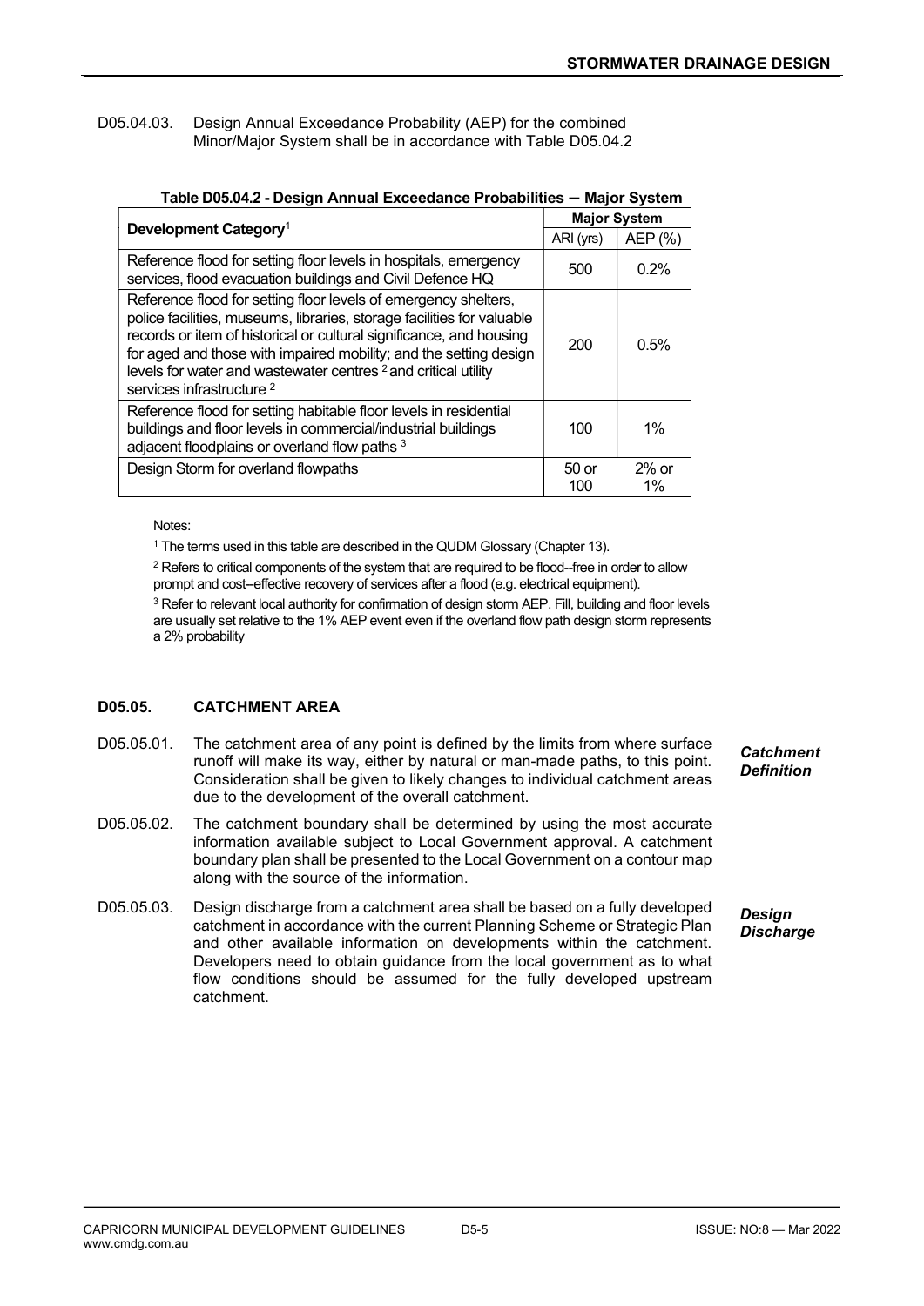D05.04.03. Design Annual Exceedance Probability (AEP) for the combined Minor/Major System shall be in accordance with Table D05.04.2

**Table D05.04.2 - Design Annual Exceedance Probabilities – Major System**

| Development Category[1] | Major System | |
|---|---|---|
| | ARI (yrs) | AEP (%) |
| Reference flood for setting floor levels in hospitals, emergency services, flood evacuation buildings and Civil Defence HQ | 500 | 0.2% |
| Reference flood for setting floor levels of emergency shelters, police facilities, museums, libraries, storage facilities for valuable records or item of historical or cultural significance, and housing for aged and those with impaired mobility; and the setting design levels for water and wastewater centres [2] and critical utility services infrastructure [2] | 200 | 0.5% |
| Reference flood for setting habitable floor levels in residential buildings and floor levels in commercial/industrial buildings adjacent floodplains or overland flow paths [3] | 100 | 1% |
| Design Storm for overland flowpaths | 50 or 100 | 2% or 1% |

Notes:

[1] The terms used in this table are described in the QUDM Glossary (Chapter 13).

[2] Refers to critical components of the system that are required to be flood--free in order to allow prompt and cost--effective recovery of services after a flood (e.g. electrical equipment).

[3] Refer to relevant local authority for confirmation of design storm AEP. Fill, building and floor levels are usually set relative to the 1% AEP event even if the overland flow path design storm represents a 2% probability

## D05.05. CATCHMENT AREA

*Catchment Definition*

D05.05.01. The catchment area of any point is defined by the limits from where surface runoff will make its way, either by natural or man-made paths, to this point. Consideration shall be given to likely changes to individual catchment areas due to the development of the overall catchment.

D05.05.02. The catchment boundary shall be determined by using the most accurate information available subject to Local Government approval. A catchment boundary plan shall be presented to the Local Government on a contour map along with the source of the information.

*Design Discharge*

D05.05.03. Design discharge from a catchment area shall be based on a fully developed catchment in accordance with the current Planning Scheme or Strategic Plan and other available information on developments within the catchment. Developers need to obtain guidance from the local government as to what flow conditions should be assumed for the fully developed upstream catchment.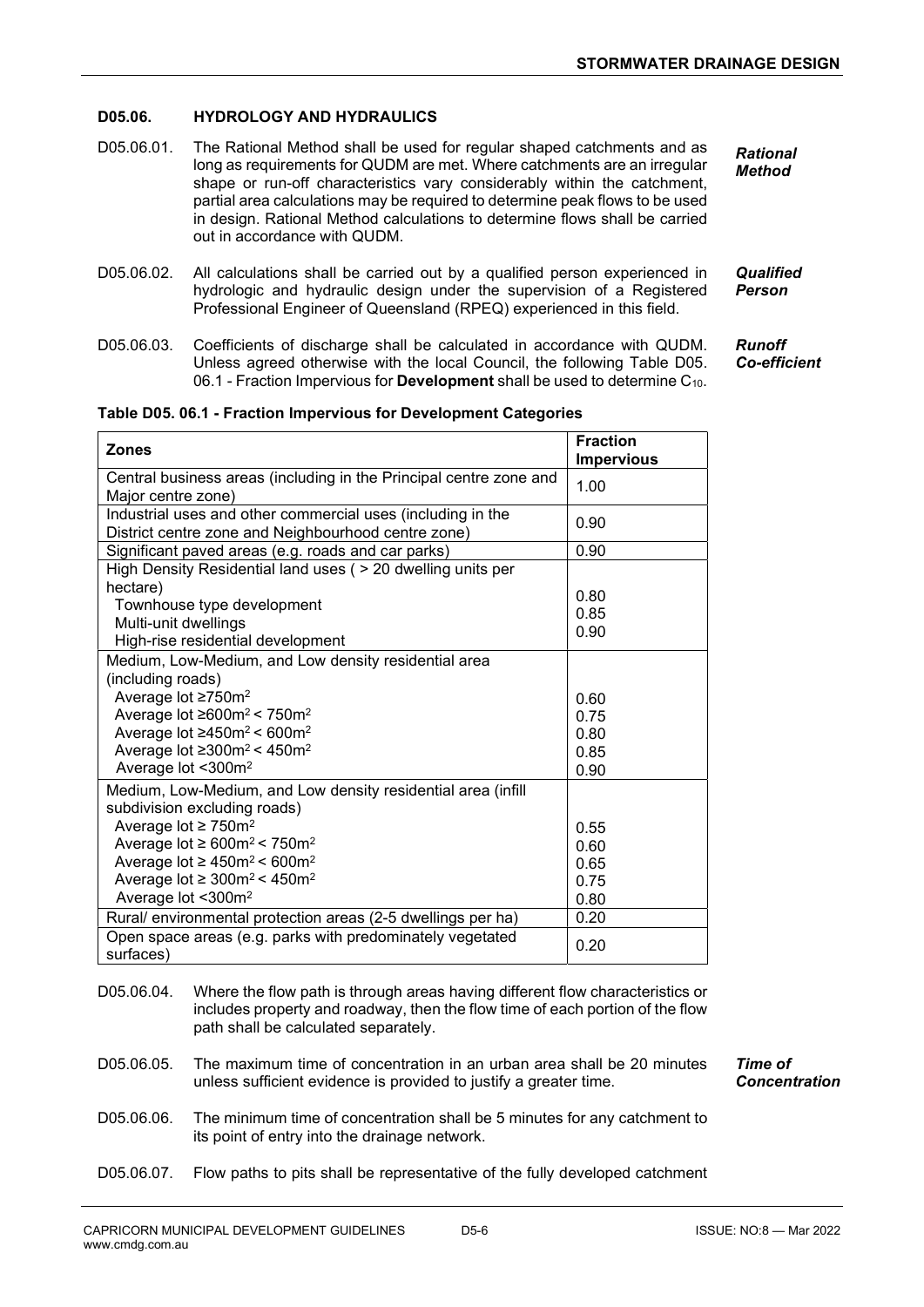## D05.06. HYDROLOGY AND HYDRAULICS

D05.06.01. The Rational Method shall be used for regular shaped catchments and as long as requirements for QUDM are met. Where catchments are an irregular shape or run-off characteristics vary considerably within the catchment, partial area calculations may be required to determine peak flows to be used in design. Rational Method calculations to determine flows shall be carried out in accordance with QUDM. ***Rational Method***

D05.06.02. All calculations shall be carried out by a qualified person experienced in hydrologic and hydraulic design under the supervision of a Registered Professional Engineer of Queensland (RPEQ) experienced in this field. ***Qualified Person***

D05.06.03. Coefficients of discharge shall be calculated in accordance with QUDM. Unless agreed otherwise with the local Council, the following Table D05. 06.1 - Fraction Impervious for **Development** shall be used to determine $C_{10}$. ***Runoff Co-efficient***

**Table D05. 06.1 - Fraction Impervious for Development Categories**

| Zones | Fraction Impervious |
|---|---|
| Central business areas (including in the Principal centre zone and Major centre zone) | 1.00 |
| Industrial uses and other commercial uses (including in the District centre zone and Neighbourhood centre zone) | 0.90 |
| Significant paved areas (e.g. roads and car parks) | 0.90 |
| High Density Residential land uses ( > 20 dwelling units per hectare) | |
| Townhouse type development | 0.80 |
| Multi-unit dwellings | 0.85 |
| High-rise residential development | 0.90 |
| Medium, Low-Medium, and Low density residential area (including roads) | |
| Average lot ≥750m² | 0.60 |
| Average lot ≥600m² < 750m² | 0.75 |
| Average lot ≥450m² < 600m² | 0.80 |
| Average lot ≥300m² < 450m² | 0.85 |
| Average lot <300m² | 0.90 |
| Medium, Low-Medium, and Low density residential area (infill subdivision excluding roads) | |
| Average lot ≥ 750m² | 0.55 |
| Average lot ≥ 600m² < 750m² | 0.60 |
| Average lot ≥ 450m² < 600m² | 0.65 |
| Average lot ≥ 300m² < 450m² | 0.75 |
| Average lot <300m² | 0.80 |
| Rural/ environmental protection areas (2-5 dwellings per ha) | 0.20 |
| Open space areas (e.g. parks with predominately vegetated surfaces) | 0.20 |

D05.06.04. Where the flow path is through areas having different flow characteristics or includes property and roadway, then the flow time of each portion of the flow path shall be calculated separately.

D05.06.05. The maximum time of concentration in an urban area shall be 20 minutes unless sufficient evidence is provided to justify a greater time. ***Time of Concentration***

D05.06.06. The minimum time of concentration shall be 5 minutes for any catchment to its point of entry into the drainage network.

D05.06.07. Flow paths to pits shall be representative of the fully developed catchment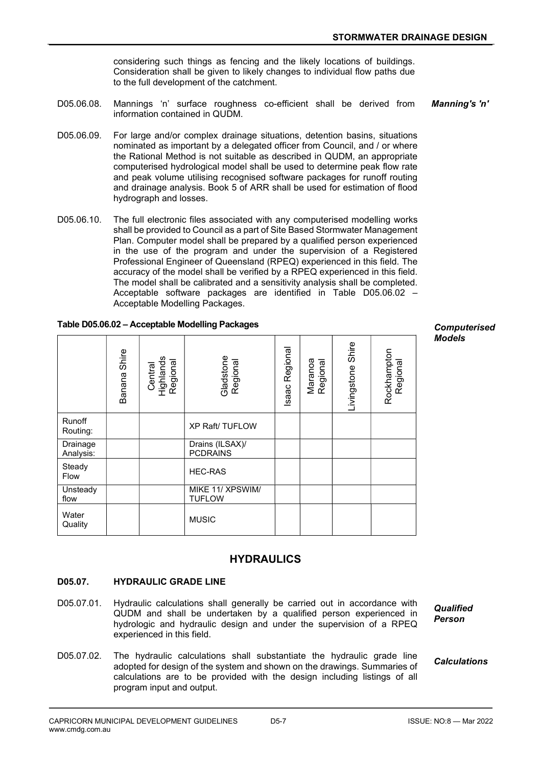considering such things as fencing and the likely locations of buildings. Consideration shall be given to likely changes to individual flow paths due to the full development of the catchment.

D05.06.08. Mannings 'n' surface roughness co-efficient shall be derived from information contained in QUDM. ***Manning's 'n'***

D05.06.09. For large and/or complex drainage situations, detention basins, situations nominated as important by a delegated officer from Council, and / or where the Rational Method is not suitable as described in QUDM, an appropriate computerised hydrological model shall be used to determine peak flow rate and peak volume utilising recognised software packages for runoff routing and drainage analysis. Book 5 of ARR shall be used for estimation of flood hydrograph and losses.

D05.06.10. The full electronic files associated with any computerised modelling works shall be provided to Council as a part of Site Based Stormwater Management Plan. Computer model shall be prepared by a qualified person experienced in the use of the program and under the supervision of a Registered Professional Engineer of Queensland (RPEQ) experienced in this field. The accuracy of the model shall be verified by a RPEQ experienced in this field. The model shall be calibrated and a sensitivity analysis shall be completed. Acceptable software packages are identified in Table D05.06.02 – Acceptable Modelling Packages.

**Table D05.06.02 – Acceptable Modelling Packages** ***Computerised Models***

| | Banana Shire | Central Highlands Regional | Gladstone Regional | Isaac Regional | Maranoa Regional | Livingstone Shire | Rockhampton Regional |
|---|---|---|---|---|---|---|---|
| Runoff Routing: | | | XP Raft/ TUFLOW | | | | |
| Drainage Analysis: | | | Drains (ILSAX)/ PCDRAINS | | | | |
| Steady Flow | | | HEC-RAS | | | | |
| Unsteady flow | | | MIKE 11/ XPSWIM/ TUFLOW | | | | |
| Water Quality | | | MUSIC | | | | |

## HYDRAULICS

### D05.07. HYDRAULIC GRADE LINE

D05.07.01. Hydraulic calculations shall generally be carried out in accordance with QUDM and shall be undertaken by a qualified person experienced in hydrologic and hydraulic design and under the supervision of a RPEQ experienced in this field. ***Qualified Person***

D05.07.02. The hydraulic calculations shall substantiate the hydraulic grade line adopted for design of the system and shown on the drawings. Summaries of calculations are to be provided with the design including listings of all program input and output. ***Calculations***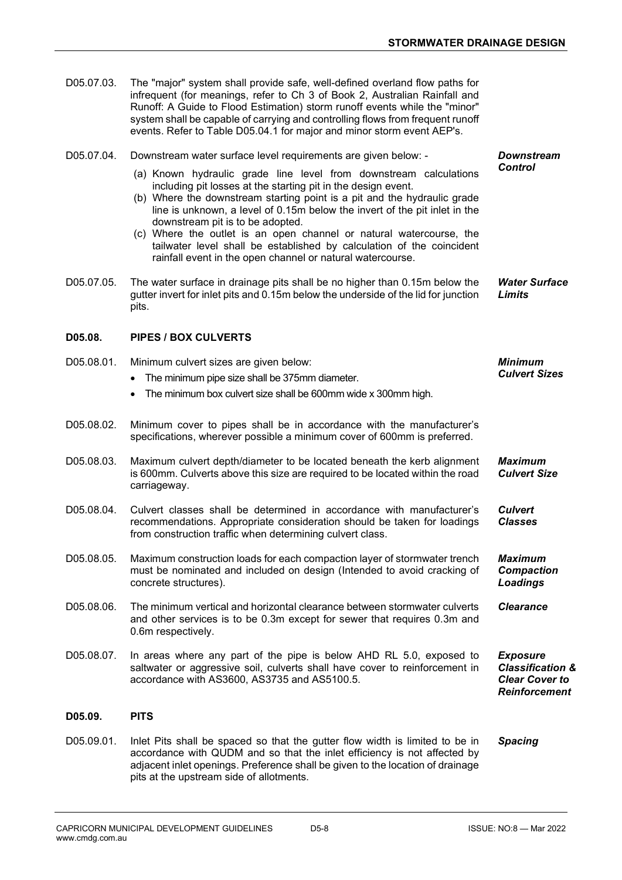D05.07.03. The "major" system shall provide safe, well-defined overland flow paths for infrequent (for meanings, refer to Ch 3 of Book 2, Australian Rainfall and Runoff: A Guide to Flood Estimation) storm runoff events while the "minor" system shall be capable of carrying and controlling flows from frequent runoff events. Refer to Table D05.04.1 for major and minor storm event AEP's.

D05.07.04. Downstream water surface level requirements are given below: - ***Downstream Control***

(a) Known hydraulic grade line level from downstream calculations including pit losses at the starting pit in the design event.
(b) Where the downstream starting point is a pit and the hydraulic grade line is unknown, a level of 0.15m below the invert of the pit inlet in the downstream pit is to be adopted.
(c) Where the outlet is an open channel or natural watercourse, the tailwater level shall be established by calculation of the coincident rainfall event in the open channel or natural watercourse.

D05.07.05. The water surface in drainage pits shall be no higher than 0.15m below the gutter invert for inlet pits and 0.15m below the underside of the lid for junction pits. ***Water Surface Limits***

## D05.08. PIPES / BOX CULVERTS

D05.08.01. Minimum culvert sizes are given below: ***Minimum Culvert Sizes***

- The minimum pipe size shall be 375mm diameter.
- The minimum box culvert size shall be 600mm wide x 300mm high.

D05.08.02. Minimum cover to pipes shall be in accordance with the manufacturer's specifications, wherever possible a minimum cover of 600mm is preferred.

D05.08.03. Maximum culvert depth/diameter to be located beneath the kerb alignment is 600mm. Culverts above this size are required to be located within the road carriageway. ***Maximum Culvert Size***

D05.08.04. Culvert classes shall be determined in accordance with manufacturer's recommendations. Appropriate consideration should be taken for loadings from construction traffic when determining culvert class. ***Culvert Classes***

D05.08.05. Maximum construction loads for each compaction layer of stormwater trench must be nominated and included on design (Intended to avoid cracking of concrete structures). ***Maximum Compaction Loadings***

D05.08.06. The minimum vertical and horizontal clearance between stormwater culverts and other services is to be 0.3m except for sewer that requires 0.3m and 0.6m respectively. ***Clearance***

D05.08.07. In areas where any part of the pipe is below AHD RL 5.0, exposed to saltwater or aggressive soil, culverts shall have cover to reinforcement in accordance with AS3600, AS3735 and AS5100.5. ***Exposure Classification & Clear Cover to Reinforcement***

## D05.09. PITS

D05.09.01. Inlet Pits shall be spaced so that the gutter flow width is limited to be in accordance with QUDM and so that the inlet efficiency is not affected by adjacent inlet openings. Preference shall be given to the location of drainage pits at the upstream side of allotments. ***Spacing***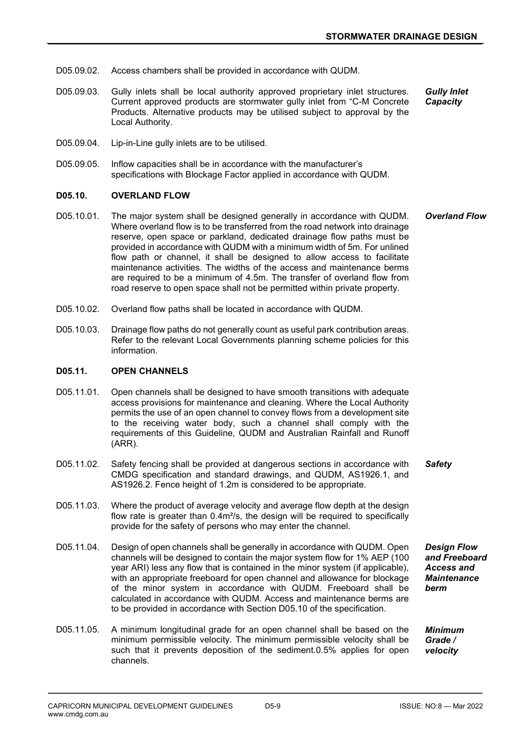D05.09.02. Access chambers shall be provided in accordance with QUDM.

D05.09.03. Gully inlets shall be local authority approved proprietary inlet structures. Current approved products are stormwater gully inlet from "C-M Concrete Products. Alternative products may be utilised subject to approval by the Local Authority. ***Gully Inlet Capacity***

D05.09.04. Lip-in-Line gully inlets are to be utilised.

D05.09.05. Inflow capacities shall be in accordance with the manufacturer's specifications with Blockage Factor applied in accordance with QUDM.

## D05.10. OVERLAND FLOW

D05.10.01. The major system shall be designed generally in accordance with QUDM. Where overland flow is to be transferred from the road network into drainage reserve, open space or parkland, dedicated drainage flow paths must be provided in accordance with QUDM with a minimum width of 5m. For unlined flow path or channel, it shall be designed to allow access to facilitate maintenance activities. The widths of the access and maintenance berms are required to be a minimum of 4.5m. The transfer of overland flow from road reserve to open space shall not be permitted within private property. ***Overland Flow***

D05.10.02. Overland flow paths shall be located in accordance with QUDM.

D05.10.03. Drainage flow paths do not generally count as useful park contribution areas. Refer to the relevant Local Governments planning scheme policies for this information.

## D05.11. OPEN CHANNELS

D05.11.01. Open channels shall be designed to have smooth transitions with adequate access provisions for maintenance and cleaning. Where the Local Authority permits the use of an open channel to convey flows from a development site to the receiving water body, such a channel shall comply with the requirements of this Guideline, QUDM and Australian Rainfall and Runoff (ARR).

D05.11.02. Safety fencing shall be provided at dangerous sections in accordance with CMDG specification and standard drawings, and QUDM, AS1926.1, and AS1926.2. Fence height of 1.2m is considered to be appropriate. ***Safety***

D05.11.03. Where the product of average velocity and average flow depth at the design flow rate is greater than $0.4m^2/s$, the design will be required to specifically provide for the safety of persons who may enter the channel.

D05.11.04. Design of open channels shall be generally in accordance with QUDM. Open channels will be designed to contain the major system flow for 1% AEP (100 year ARI) less any flow that is contained in the minor system (if applicable), with an appropriate freeboard for open channel and allowance for blockage of the minor system in accordance with QUDM. Freeboard shall be calculated in accordance with QUDM. Access and maintenance berms are to be provided in accordance with Section D05.10 of the specification. ***Design Flow and Freeboard Access and Maintenance berm***

D05.11.05. A minimum longitudinal grade for an open channel shall be based on the minimum permissible velocity. The minimum permissible velocity shall be such that it prevents deposition of the sediment.0.5% applies for open channels. ***Minimum Grade / velocity***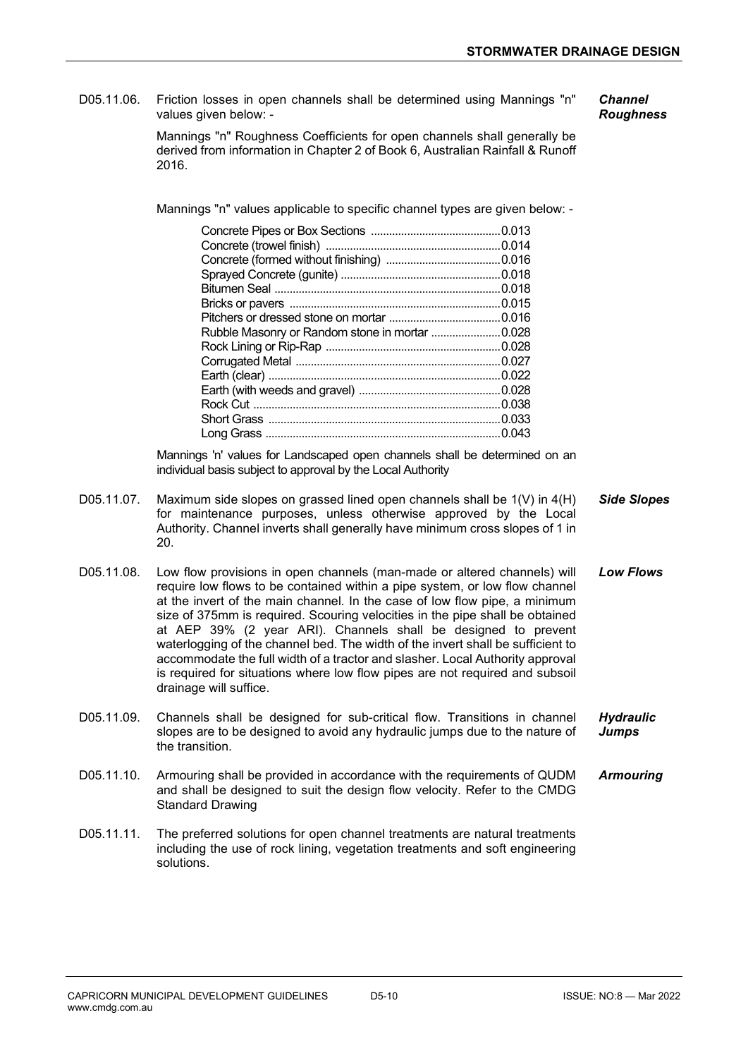D05.11.06. Friction losses in open channels shall be determined using Mannings "n" values given below: - ***Channel Roughness***

Mannings "n" Roughness Coefficients for open channels shall generally be derived from information in Chapter 2 of Book 6, Australian Rainfall & Runoff 2016.

Mannings "n" values applicable to specific channel types are given below: -

| Channel Type | n |
|---|---|
| Concrete Pipes or Box Sections | 0.013 |
| Concrete (trowel finish) | 0.014 |
| Concrete (formed without finishing) | 0.016 |
| Sprayed Concrete (gunite) | 0.018 |
| Bitumen Seal | 0.018 |
| Bricks or pavers | 0.015 |
| Pitchers or dressed stone on mortar | 0.016 |
| Rubble Masonry or Random stone in mortar | 0.028 |
| Rock Lining or Rip-Rap | 0.028 |
| Corrugated Metal | 0.027 |
| Earth (clear) | 0.022 |
| Earth (with weeds and gravel) | 0.028 |
| Rock Cut | 0.038 |
| Short Grass | 0.033 |
| Long Grass | 0.043 |

Mannings 'n' values for Landscaped open channels shall be determined on an individual basis subject to approval by the Local Authority

D05.11.07. Maximum side slopes on grassed lined open channels shall be 1(V) in 4(H) for maintenance purposes, unless otherwise approved by the Local Authority. Channel inverts shall generally have minimum cross slopes of 1 in 20. ***Side Slopes***

D05.11.08. Low flow provisions in open channels (man-made or altered channels) will require low flows to be contained within a pipe system, or low flow channel at the invert of the main channel. In the case of low flow pipe, a minimum size of 375mm is required. Scouring velocities in the pipe shall be obtained at AEP 39% (2 year ARI). Channels shall be designed to prevent waterlogging of the channel bed. The width of the invert shall be sufficient to accommodate the full width of a tractor and slasher. Local Authority approval is required for situations where low flow pipes are not required and subsoil drainage will suffice. ***Low Flows***

D05.11.09. Channels shall be designed for sub-critical flow. Transitions in channel slopes are to be designed to avoid any hydraulic jumps due to the nature of the transition. ***Hydraulic Jumps***

D05.11.10. Armouring shall be provided in accordance with the requirements of QUDM and shall be designed to suit the design flow velocity. Refer to the CMDG Standard Drawing ***Armouring***

D05.11.11. The preferred solutions for open channel treatments are natural treatments including the use of rock lining, vegetation treatments and soft engineering solutions.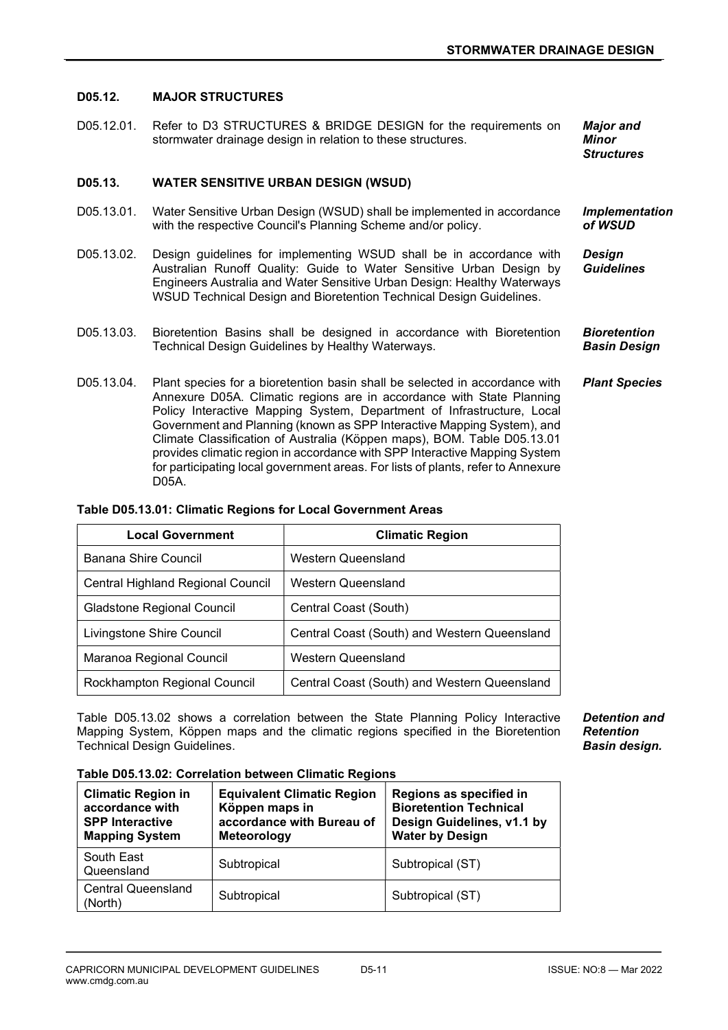## D05.12. MAJOR STRUCTURES

D05.12.01. Refer to D3 STRUCTURES & BRIDGE DESIGN for the requirements on stormwater drainage design in relation to these structures. ***Major and Minor Structures***

## D05.13. WATER SENSITIVE URBAN DESIGN (WSUD)

D05.13.01. Water Sensitive Urban Design (WSUD) shall be implemented in accordance with the respective Council's Planning Scheme and/or policy. ***Implementation of WSUD***

D05.13.02. Design guidelines for implementing WSUD shall be in accordance with Australian Runoff Quality: Guide to Water Sensitive Urban Design by Engineers Australia and Water Sensitive Urban Design: Healthy Waterways WSUD Technical Design and Bioretention Technical Design Guidelines. ***Design Guidelines***

D05.13.03. Bioretention Basins shall be designed in accordance with Bioretention Technical Design Guidelines by Healthy Waterways. ***Bioretention Basin Design***

D05.13.04. Plant species for a bioretention basin shall be selected in accordance with Annexure D05A. Climatic regions are in accordance with State Planning Policy Interactive Mapping System, Department of Infrastructure, Local Government and Planning (known as SPP Interactive Mapping System), and Climate Classification of Australia (Köppen maps), BOM. Table D05.13.01 provides climatic region in accordance with SPP Interactive Mapping System for participating local government areas. For lists of plants, refer to Annexure D05A. ***Plant Species***

**Table D05.13.01: Climatic Regions for Local Government Areas**

| Local Government | Climatic Region |
|---|---|
| Banana Shire Council | Western Queensland |
| Central Highland Regional Council | Western Queensland |
| Gladstone Regional Council | Central Coast (South) |
| Livingstone Shire Council | Central Coast (South) and Western Queensland |
| Maranoa Regional Council | Western Queensland |
| Rockhampton Regional Council | Central Coast (South) and Western Queensland |

Table D05.13.02 shows a correlation between the State Planning Policy Interactive Mapping System, Köppen maps and the climatic regions specified in the Bioretention Technical Design Guidelines. ***Detention and Retention Basin design.***

**Table D05.13.02: Correlation between Climatic Regions**

| Climatic Region in accordance with SPP Interactive Mapping System | Equivalent Climatic Region Köppen maps in accordance with Bureau of Meteorology | Regions as specified in Bioretention Technical Design Guidelines, v1.1 by Water by Design |
|---|---|---|
| South East Queensland | Subtropical | Subtropical (ST) |
| Central Queensland (North) | Subtropical | Subtropical (ST) |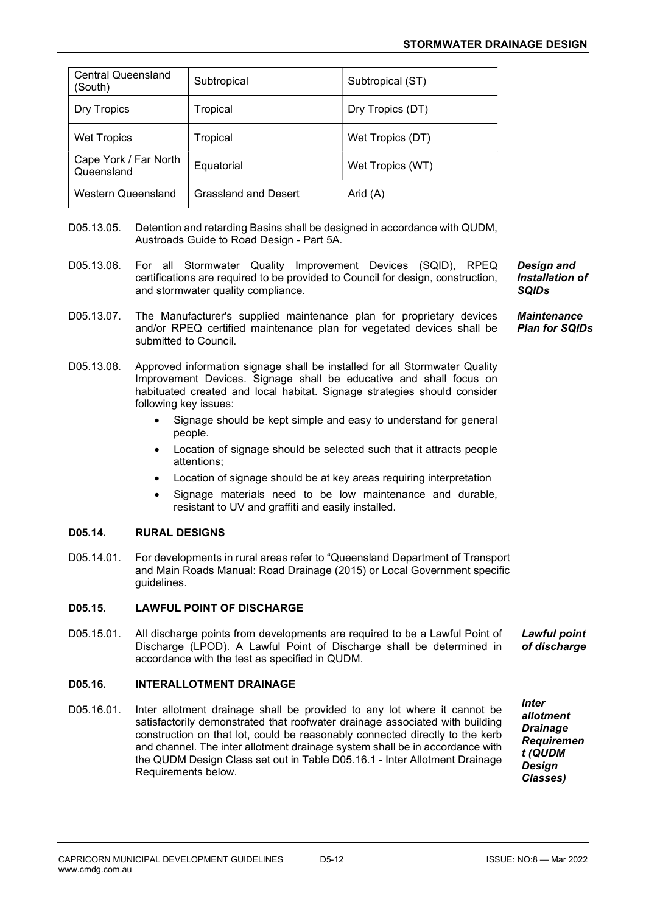| Central Queensland (South) | Subtropical | Subtropical (ST) |
|---|---|---|
| Dry Tropics | Tropical | Dry Tropics (DT) |
| Wet Tropics | Tropical | Wet Tropics (DT) |
| Cape York / Far North Queensland | Equatorial | Wet Tropics (WT) |
| Western Queensland | Grassland and Desert | Arid (A) |

D05.13.05. Detention and retarding Basins shall be designed in accordance with QUDM, Austroads Guide to Road Design - Part 5A.

D05.13.06. For all Stormwater Quality Improvement Devices (SQID), RPEQ certifications are required to be provided to Council for design, construction, and stormwater quality compliance. ***Design and Installation of SQIDs***

D05.13.07. The Manufacturer's supplied maintenance plan for proprietary devices and/or RPEQ certified maintenance plan for vegetated devices shall be submitted to Council. ***Maintenance Plan for SQIDs***

D05.13.08. Approved information signage shall be installed for all Stormwater Quality Improvement Devices. Signage shall be educative and shall focus on habituated created and local habitat. Signage strategies should consider following key issues:

- Signage should be kept simple and easy to understand for general people.
- Location of signage should be selected such that it attracts people attentions;
- Location of signage should be at key areas requiring interpretation
- Signage materials need to be low maintenance and durable, resistant to UV and graffiti and easily installed.

## D05.14. RURAL DESIGNS

D05.14.01. For developments in rural areas refer to "Queensland Department of Transport and Main Roads Manual: Road Drainage (2015) or Local Government specific guidelines.

## D05.15. LAWFUL POINT OF DISCHARGE

D05.15.01. All discharge points from developments are required to be a Lawful Point of Discharge (LPOD). A Lawful Point of Discharge shall be determined in accordance with the test as specified in QUDM. ***Lawful point of discharge***

## D05.16. INTERALLOTMENT DRAINAGE

D05.16.01. Inter allotment drainage shall be provided to any lot where it cannot be satisfactorily demonstrated that roofwater drainage associated with building construction on that lot, could be reasonably connected directly to the kerb and channel. The inter allotment drainage system shall be in accordance with the QUDM Design Class set out in Table D05.16.1 - Inter Allotment Drainage Requirements below. ***Inter allotment Drainage Requirement (QUDM Design Classes)***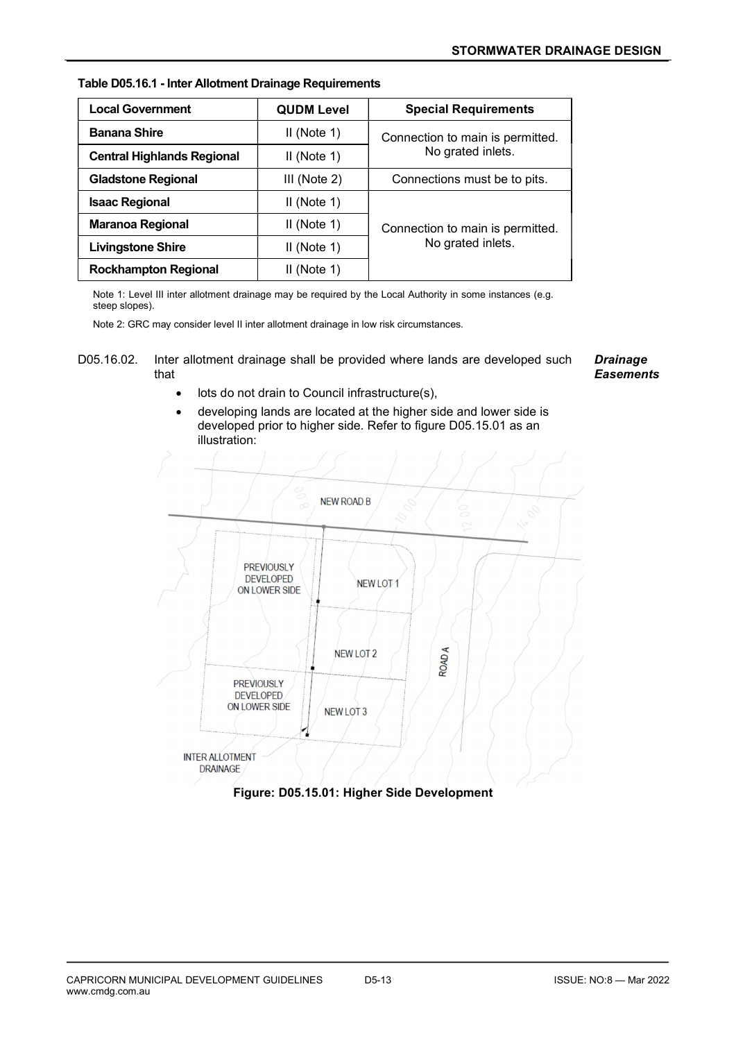**Table D05.16.1 - Inter Allotment Drainage Requirements**

| Local Government | QUDM Level | Special Requirements |
|---|---|---|
| **Banana Shire** | II (Note 1) | Connection to main is permitted. No grated inlets. |
| **Central Highlands Regional** | II (Note 1) | |
| **Gladstone Regional** | III (Note 2) | Connections must be to pits. |
| **Isaac Regional** | II (Note 1) | Connection to main is permitted. No grated inlets. |
| **Maranoa Regional** | II (Note 1) | |
| **Livingstone Shire** | II (Note 1) | |
| **Rockhampton Regional** | II (Note 1) | |

Note 1: Level III inter allotment drainage may be required by the Local Authority in some instances (e.g. steep slopes).

Note 2: GRC may consider level II inter allotment drainage in low risk circumstances.

D05.16.02. Inter allotment drainage shall be provided where lands are developed such that

***Drainage Easements***

- lots do not drain to Council infrastructure(s),
- developing lands are located at the higher side and lower side is developed prior to higher side. Refer to figure D05.15.01 as an illustration:

**Figure: D05.15.01: Higher Side Development**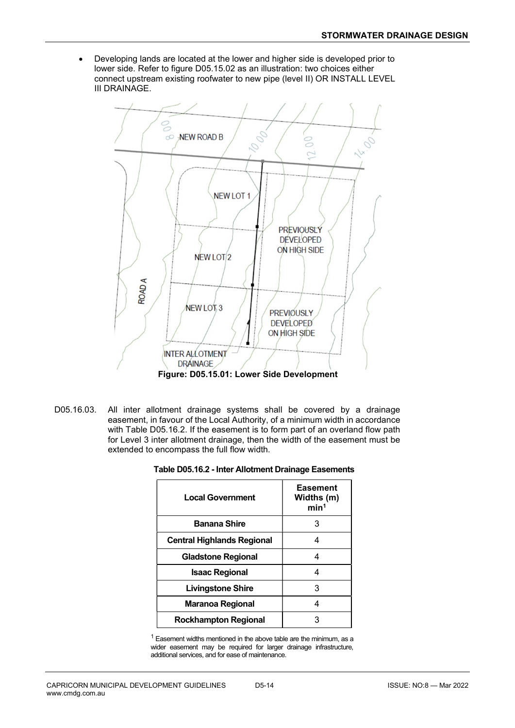- Developing lands are located at the lower and higher side is developed prior to lower side. Refer to figure D05.15.02 as an illustration: two choices either connect upstream existing roofwater to new pipe (level II) OR INSTALL LEVEL III DRAINAGE.

**Figure: D05.15.01: Lower Side Development**

D05.16.03. All inter allotment drainage systems shall be covered by a drainage easement, in favour of the Local Authority, of a minimum width in accordance with Table D05.16.2. If the easement is to form part of an overland flow path for Level 3 inter allotment drainage, then the width of the easement must be extended to encompass the full flow width.

**Table D05.16.2 - Inter Allotment Drainage Easements**

| Local Government | Easement Widths (m) min[1] |
|---|---|
| Banana Shire | 3 |
| Central Highlands Regional | 4 |
| Gladstone Regional | 4 |
| Isaac Regional | 4 |
| Livingstone Shire | 3 |
| Maranoa Regional | 4 |
| Rockhampton Regional | 3 |

[1] Easement widths mentioned in the above table are the minimum, as a wider easement may be required for larger drainage infrastructure, additional services, and for ease of maintenance.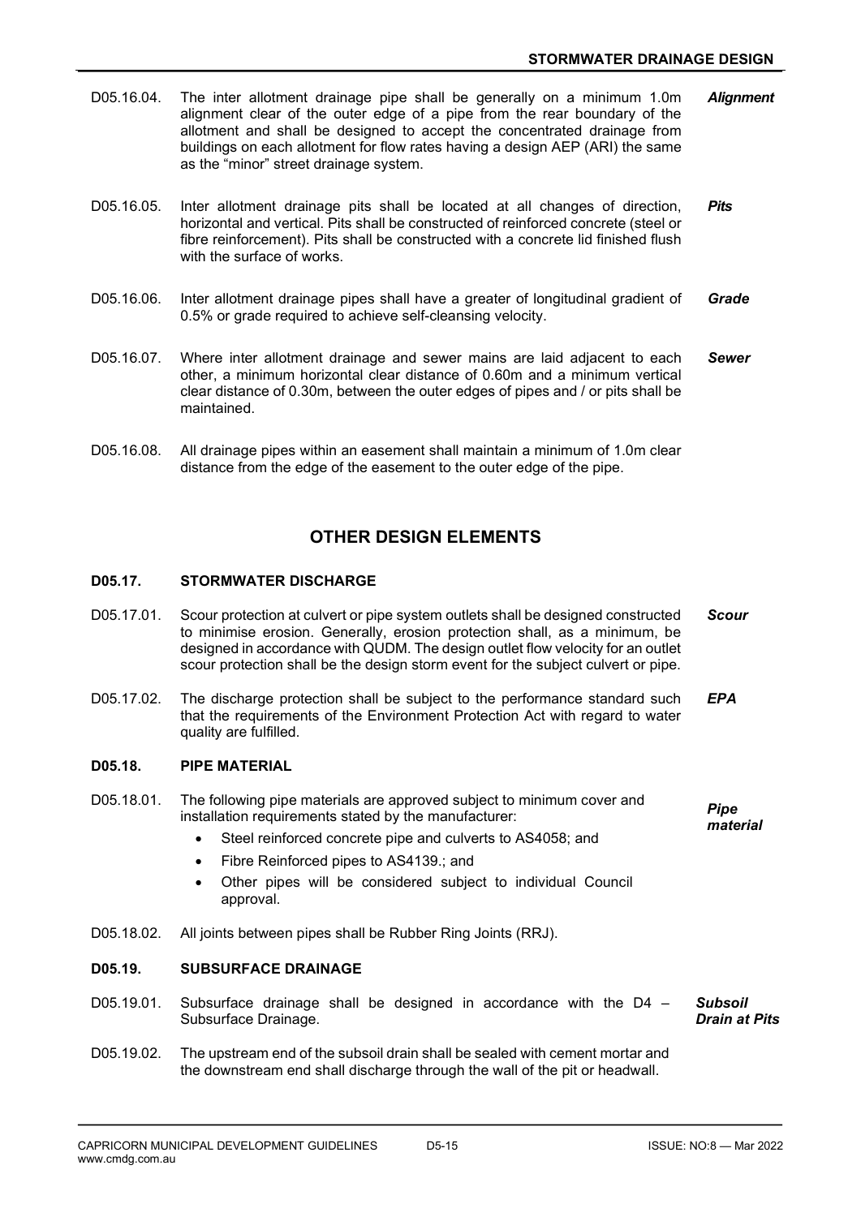D05.16.04. The inter allotment drainage pipe shall be generally on a minimum 1.0m alignment clear of the outer edge of a pipe from the rear boundary of the allotment and shall be designed to accept the concentrated drainage from buildings on each allotment for flow rates having a design AEP (ARI) the same as the "minor" street drainage system. ***Alignment***

D05.16.05. Inter allotment drainage pits shall be located at all changes of direction, horizontal and vertical. Pits shall be constructed of reinforced concrete (steel or fibre reinforcement). Pits shall be constructed with a concrete lid finished flush with the surface of works. ***Pits***

D05.16.06. Inter allotment drainage pipes shall have a greater of longitudinal gradient of 0.5% or grade required to achieve self-cleansing velocity. ***Grade***

D05.16.07. Where inter allotment drainage and sewer mains are laid adjacent to each other, a minimum horizontal clear distance of 0.60m and a minimum vertical clear distance of 0.30m, between the outer edges of pipes and / or pits shall be maintained. ***Sewer***

D05.16.08. All drainage pipes within an easement shall maintain a minimum of 1.0m clear distance from the edge of the easement to the outer edge of the pipe.

## OTHER DESIGN ELEMENTS

### D05.17. STORMWATER DISCHARGE

D05.17.01. Scour protection at culvert or pipe system outlets shall be designed constructed to minimise erosion. Generally, erosion protection shall, as a minimum, be designed in accordance with QUDM. The design outlet flow velocity for an outlet scour protection shall be the design storm event for the subject culvert or pipe. ***Scour***

D05.17.02. The discharge protection shall be subject to the performance standard such that the requirements of the Environment Protection Act with regard to water quality are fulfilled. ***EPA***

### D05.18. PIPE MATERIAL

D05.18.01. The following pipe materials are approved subject to minimum cover and installation requirements stated by the manufacturer: ***Pipe material***

- Steel reinforced concrete pipe and culverts to AS4058; and
- Fibre Reinforced pipes to AS4139.; and
- Other pipes will be considered subject to individual Council approval.

D05.18.02. All joints between pipes shall be Rubber Ring Joints (RRJ).

### D05.19. SUBSURFACE DRAINAGE

D05.19.01. Subsurface drainage shall be designed in accordance with the D4 – Subsurface Drainage. ***Subsoil Drain at Pits***

D05.19.02. The upstream end of the subsoil drain shall be sealed with cement mortar and the downstream end shall discharge through the wall of the pit or headwall.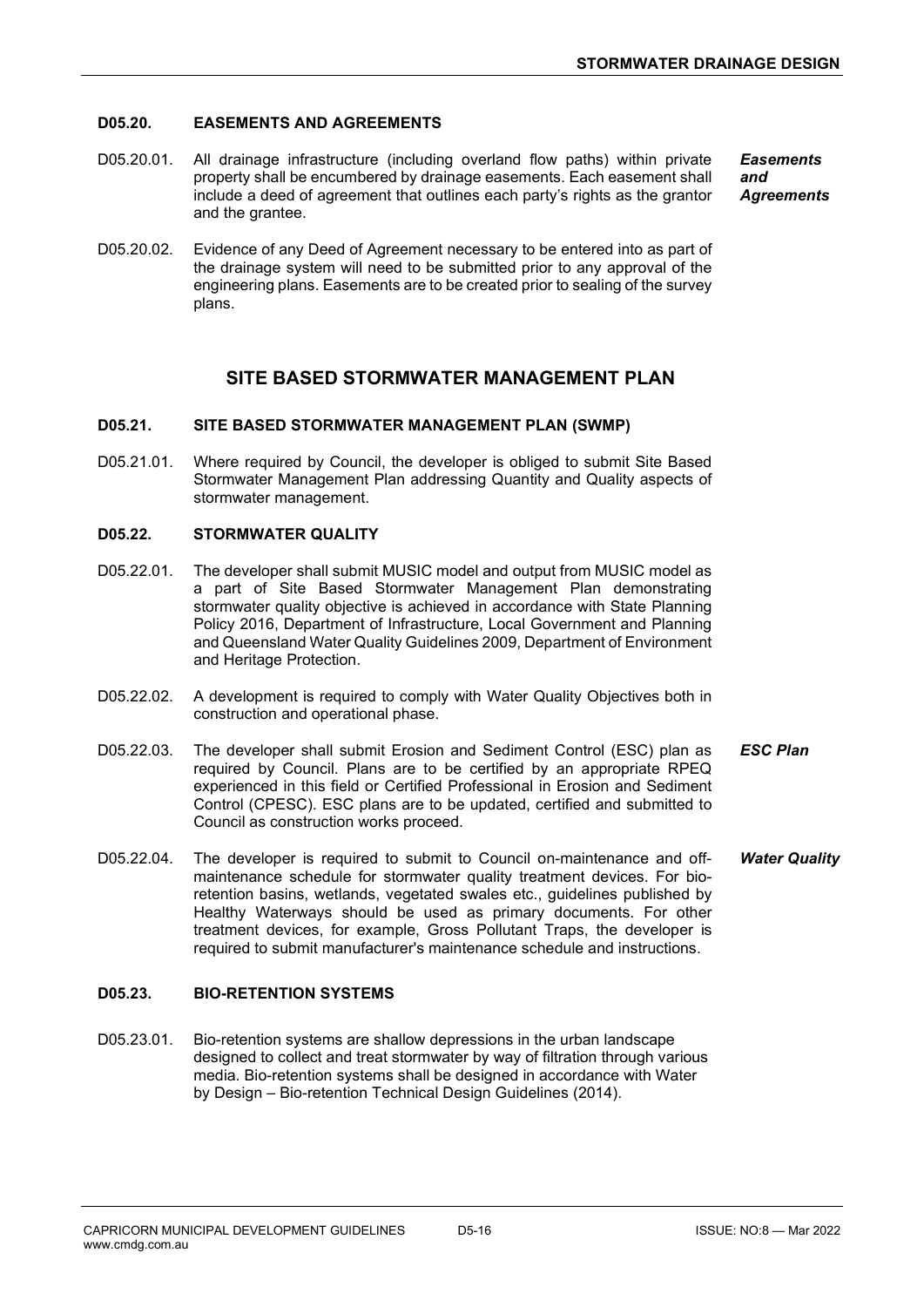#### D05.20. EASEMENTS AND AGREEMENTS

D05.20.01. All drainage infrastructure (including overland flow paths) within private property shall be encumbered by drainage easements. Each easement shall include a deed of agreement that outlines each party's rights as the grantor and the grantee.

***Easements and Agreements***

D05.20.02. Evidence of any Deed of Agreement necessary to be entered into as part of the drainage system will need to be submitted prior to any approval of the engineering plans. Easements are to be created prior to sealing of the survey plans.

## SITE BASED STORMWATER MANAGEMENT PLAN

#### D05.21. SITE BASED STORMWATER MANAGEMENT PLAN (SWMP)

D05.21.01. Where required by Council, the developer is obliged to submit Site Based Stormwater Management Plan addressing Quantity and Quality aspects of stormwater management.

#### D05.22. STORMWATER QUALITY

D05.22.01. The developer shall submit MUSIC model and output from MUSIC model as a part of Site Based Stormwater Management Plan demonstrating stormwater quality objective is achieved in accordance with State Planning Policy 2016, Department of Infrastructure, Local Government and Planning and Queensland Water Quality Guidelines 2009, Department of Environment and Heritage Protection.

D05.22.02. A development is required to comply with Water Quality Objectives both in construction and operational phase.

D05.22.03. The developer shall submit Erosion and Sediment Control (ESC) plan as required by Council. Plans are to be certified by an appropriate RPEQ experienced in this field or Certified Professional in Erosion and Sediment Control (CPESC). ESC plans are to be updated, certified and submitted to Council as construction works proceed.

***ESC Plan***

D05.22.04. The developer is required to submit to Council on-maintenance and off-maintenance schedule for stormwater quality treatment devices. For bio-retention basins, wetlands, vegetated swales etc., guidelines published by Healthy Waterways should be used as primary documents. For other treatment devices, for example, Gross Pollutant Traps, the developer is required to submit manufacturer's maintenance schedule and instructions.

***Water Quality***

#### D05.23. BIO-RETENTION SYSTEMS

D05.23.01. Bio-retention systems are shallow depressions in the urban landscape designed to collect and treat stormwater by way of filtration through various media. Bio-retention systems shall be designed in accordance with Water by Design – Bio-retention Technical Design Guidelines (2014).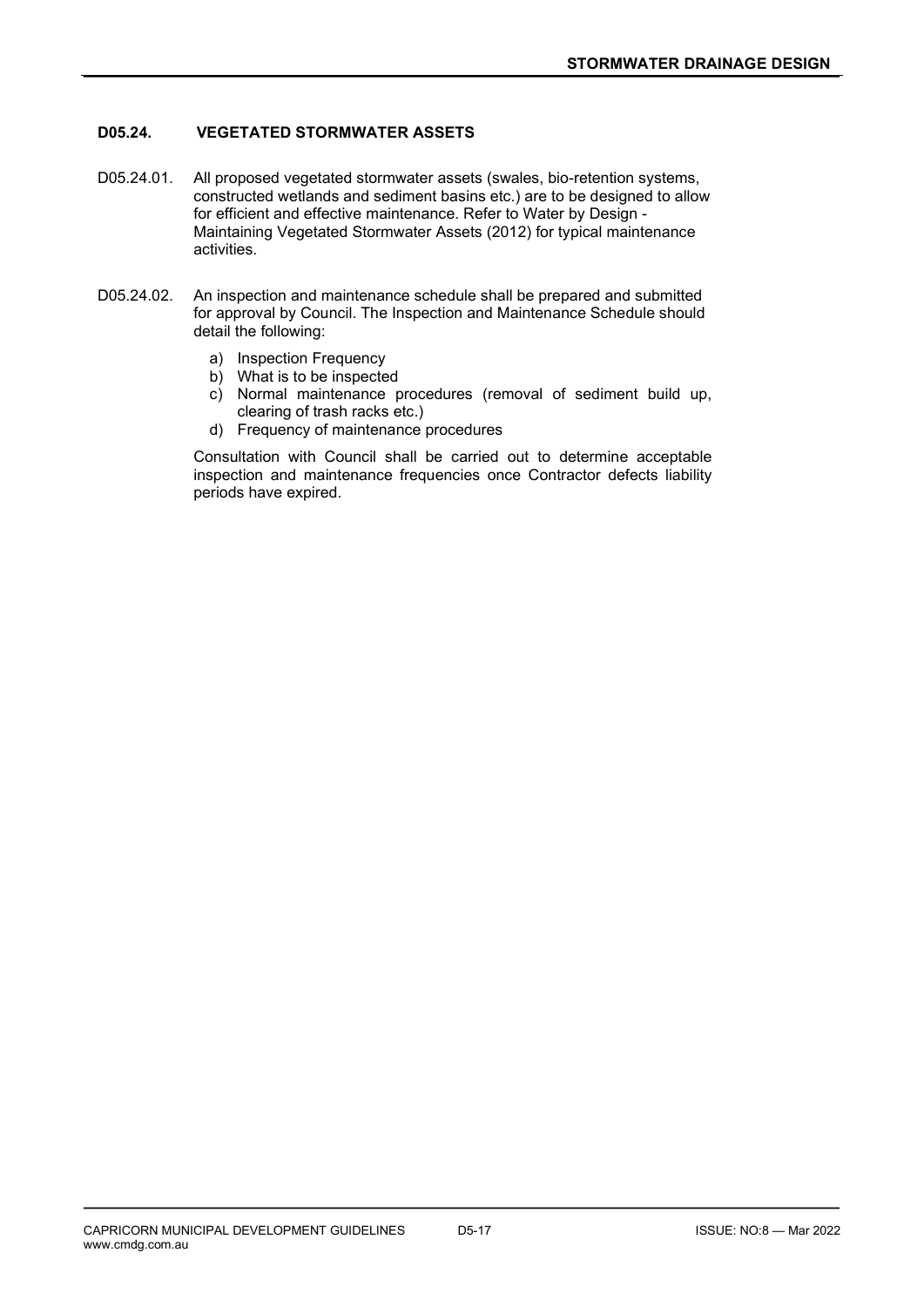## D05.24. VEGETATED STORMWATER ASSETS

D05.24.01. All proposed vegetated stormwater assets (swales, bio-retention systems, constructed wetlands and sediment basins etc.) are to be designed to allow for efficient and effective maintenance. Refer to Water by Design - Maintaining Vegetated Stormwater Assets (2012) for typical maintenance activities.

D05.24.02. An inspection and maintenance schedule shall be prepared and submitted for approval by Council. The Inspection and Maintenance Schedule should detail the following:

a) Inspection Frequency
b) What is to be inspected
c) Normal maintenance procedures (removal of sediment build up, clearing of trash racks etc.)
d) Frequency of maintenance procedures

Consultation with Council shall be carried out to determine acceptable inspection and maintenance frequencies once Contractor defects liability periods have expired.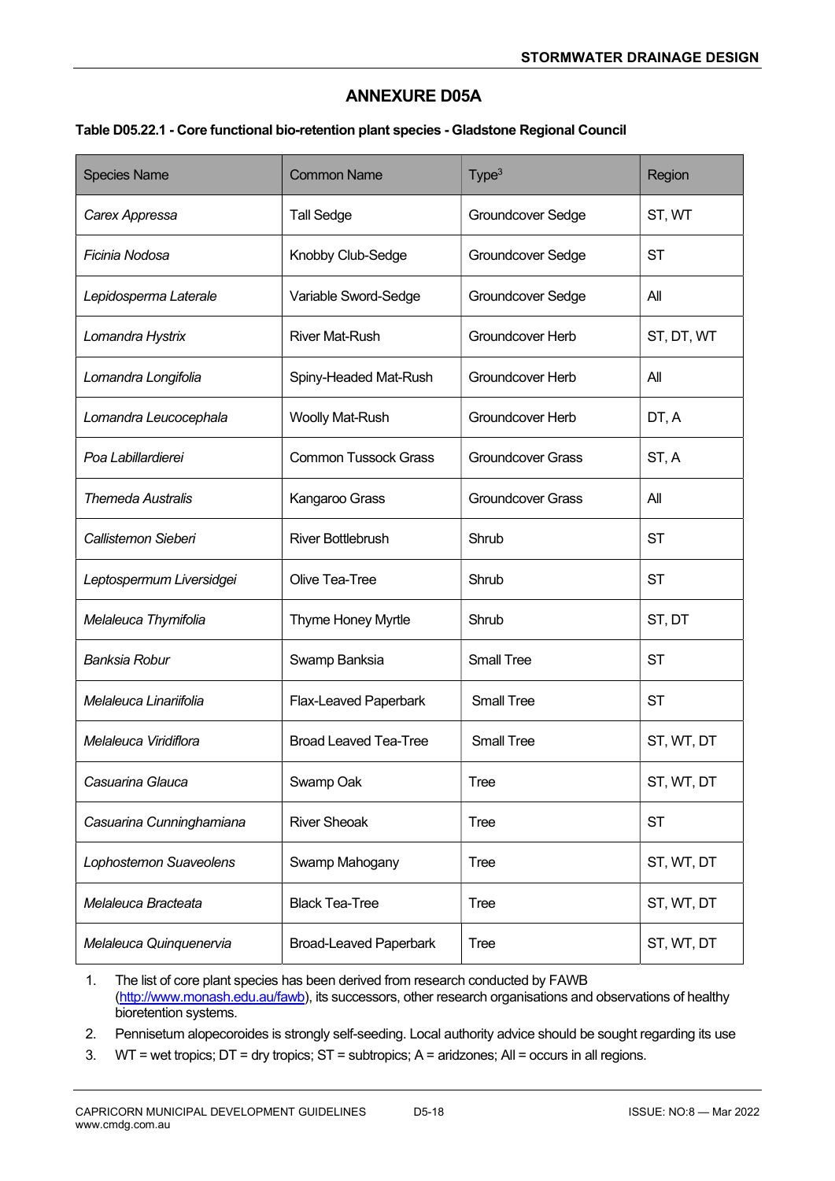# ANNEXURE D05A

**Table D05.22.1 - Core functional bio-retention plant species - Gladstone Regional Council**

| Species Name | Common Name | Type[3] | Region |
|---|---|---|---|
| *Carex Appressa* | Tall Sedge | Groundcover Sedge | ST, WT |
| *Ficinia Nodosa* | Knobby Club-Sedge | Groundcover Sedge | ST |
| *Lepidosperma Laterale* | Variable Sword-Sedge | Groundcover Sedge | All |
| *Lomandra Hystrix* | River Mat-Rush | Groundcover Herb | ST, DT, WT |
| *Lomandra Longifolia* | Spiny-Headed Mat-Rush | Groundcover Herb | All |
| *Lomandra Leucocephala* | Woolly Mat-Rush | Groundcover Herb | DT, A |
| *Poa Labillardierei* | Common Tussock Grass | Groundcover Grass | ST, A |
| *Themeda Australis* | Kangaroo Grass | Groundcover Grass | All |
| *Callistemon Sieberi* | River Bottlebrush | Shrub | ST |
| *Leptospermum Liversidgei* | Olive Tea-Tree | Shrub | ST |
| *Melaleuca Thymifolia* | Thyme Honey Myrtle | Shrub | ST, DT |
| *Banksia Robur* | Swamp Banksia | Small Tree | ST |
| *Melaleuca Linariifolia* | Flax-Leaved Paperbark | Small Tree | ST |
| *Melaleuca Viridiflora* | Broad Leaved Tea-Tree | Small Tree | ST, WT, DT |
| *Casuarina Glauca* | Swamp Oak | Tree | ST, WT, DT |
| *Casuarina Cunninghamiana* | River Sheoak | Tree | ST |
| *Lophostemon Suaveolens* | Swamp Mahogany | Tree | ST, WT, DT |
| *Melaleuca Bracteata* | Black Tea-Tree | Tree | ST, WT, DT |
| *Melaleuca Quinquenervia* | Broad-Leaved Paperbark | Tree | ST, WT, DT |

1. The list of core plant species has been derived from research conducted by FAWB (http://www.monash.edu.au/fawb), its successors, other research organisations and observations of healthy bioretention systems.
2. Pennisetum alopecoroides is strongly self-seeding. Local authority advice should be sought regarding its use
3. WT = wet tropics; DT = dry tropics; ST = subtropics; A = aridzones; All = occurs in all regions.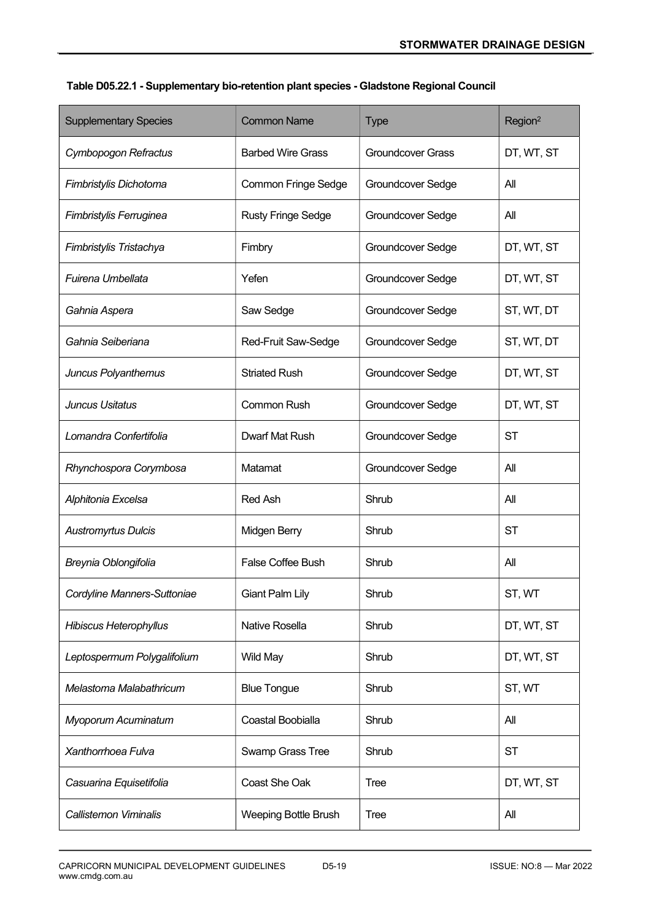**Table D05.22.1 - Supplementary bio-retention plant species - Gladstone Regional Council**

| Supplementary Species | Common Name | Type | Region[2] |
|---|---|---|---|
| *Cymbopogon Refractus* | Barbed Wire Grass | Groundcover Grass | DT, WT, ST |
| *Fimbristylis Dichotoma* | Common Fringe Sedge | Groundcover Sedge | All |
| *Fimbristylis Ferruginea* | Rusty Fringe Sedge | Groundcover Sedge | All |
| *Fimbristylis Tristachya* | Fimbry | Groundcover Sedge | DT, WT, ST |
| *Fuirena Umbellata* | Yefen | Groundcover Sedge | DT, WT, ST |
| *Gahnia Aspera* | Saw Sedge | Groundcover Sedge | ST, WT, DT |
| *Gahnia Seiberiana* | Red-Fruit Saw-Sedge | Groundcover Sedge | ST, WT, DT |
| *Juncus Polyanthemus* | Striated Rush | Groundcover Sedge | DT, WT, ST |
| *Juncus Usitatus* | Common Rush | Groundcover Sedge | DT, WT, ST |
| *Lomandra Confertifolia* | Dwarf Mat Rush | Groundcover Sedge | ST |
| *Rhynchospora Corymbosa* | Matamat | Groundcover Sedge | All |
| *Alphitonia Excelsa* | Red Ash | Shrub | All |
| *Austromyrtus Dulcis* | Midgen Berry | Shrub | ST |
| *Breynia Oblongifolia* | False Coffee Bush | Shrub | All |
| *Cordyline Manners-Suttoniae* | Giant Palm Lily | Shrub | ST, WT |
| *Hibiscus Heterophyllus* | Native Rosella | Shrub | DT, WT, ST |
| *Leptospermum Polygalifolium* | Wild May | Shrub | DT, WT, ST |
| *Melastoma Malabathricum* | Blue Tongue | Shrub | ST, WT |
| *Myoporum Acuminatum* | Coastal Boobialla | Shrub | All |
| *Xanthorrhoea Fulva* | Swamp Grass Tree | Shrub | ST |
| *Casuarina Equisetifolia* | Coast She Oak | Tree | DT, WT, ST |
| *Callistemon Viminalis* | Weeping Bottle Brush | Tree | All |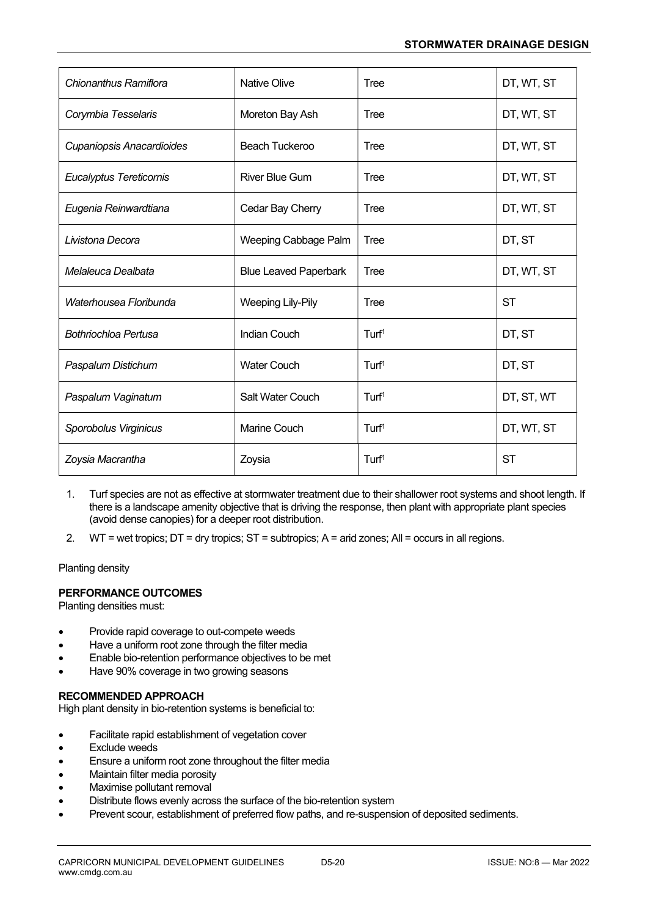| | | | |
|---|---|---|---|
| *Chionanthus Ramiflora* | Native Olive | Tree | DT, WT, ST |
| *Corymbia Tesselaris* | Moreton Bay Ash | Tree | DT, WT, ST |
| *Cupaniopsis Anacardioides* | Beach Tuckeroo | Tree | DT, WT, ST |
| *Eucalyptus Tereticornis* | River Blue Gum | Tree | DT, WT, ST |
| *Eugenia Reinwardtiana* | Cedar Bay Cherry | Tree | DT, WT, ST |
| *Livistona Decora* | Weeping Cabbage Palm | Tree | DT, ST |
| *Melaleuca Dealbata* | Blue Leaved Paperbark | Tree | DT, WT, ST |
| *Waterhousea Floribunda* | Weeping Lily-Pily | Tree | ST |
| *Bothriochloa Pertusa* | Indian Couch | Turf[1] | DT, ST |
| *Paspalum Distichum* | Water Couch | Turf[1] | DT, ST |
| *Paspalum Vaginatum* | Salt Water Couch | Turf[1] | DT, ST, WT |
| *Sporobolus Virginicus* | Marine Couch | Turf[1] | DT, WT, ST |
| *Zoysia Macrantha* | Zoysia | Turf[1] | ST |

1. Turf species are not as effective at stormwater treatment due to their shallower root systems and shoot length. If there is a landscape amenity objective that is driving the response, then plant with appropriate plant species (avoid dense canopies) for a deeper root distribution.
2. WT = wet tropics; DT = dry tropics; ST = subtropics; A = arid zones; All = occurs in all regions.

Planting density

**PERFORMANCE OUTCOMES**
Planting densities must:

- Provide rapid coverage to out-compete weeds
- Have a uniform root zone through the filter media
- Enable bio-retention performance objectives to be met
- Have 90% coverage in two growing seasons

**RECOMMENDED APPROACH**
High plant density in bio-retention systems is beneficial to:

- Facilitate rapid establishment of vegetation cover
- Exclude weeds
- Ensure a uniform root zone throughout the filter media
- Maintain filter media porosity
- Maximise pollutant removal
- Distribute flows evenly across the surface of the bio-retention system
- Prevent scour, establishment of preferred flow paths, and re-suspension of deposited sediments.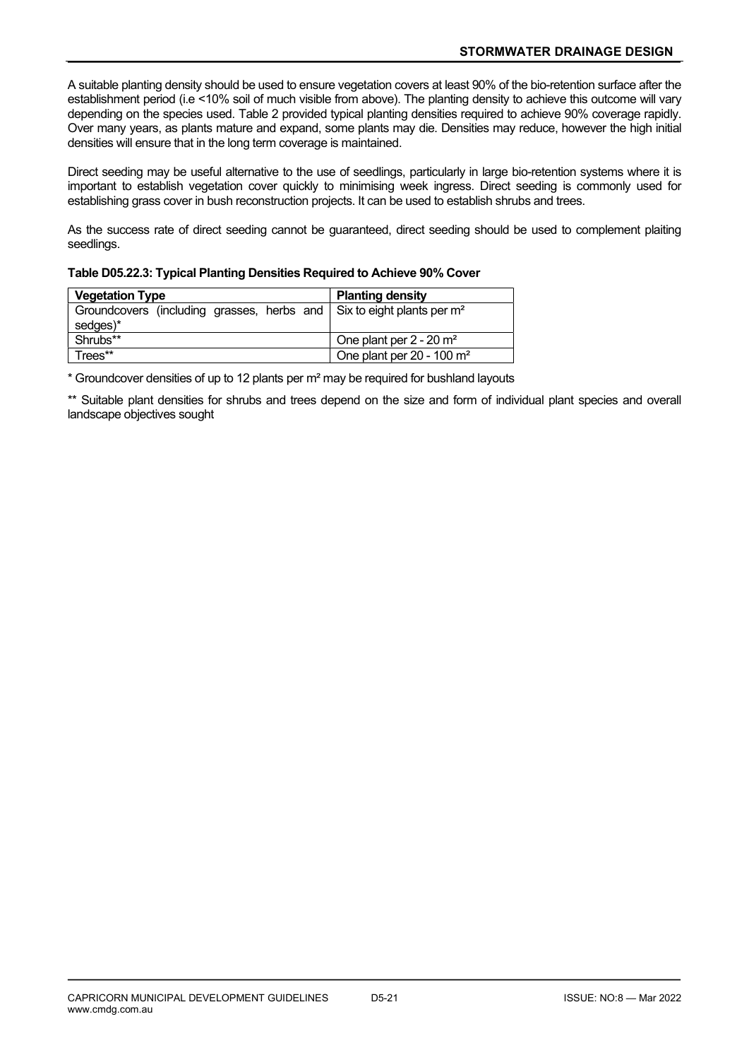A suitable planting density should be used to ensure vegetation covers at least 90% of the bio-retention surface after the establishment period (i.e <10% soil of much visible from above). The planting density to achieve this outcome will vary depending on the species used. Table 2 provided typical planting densities required to achieve 90% coverage rapidly. Over many years, as plants mature and expand, some plants may die. Densities may reduce, however the high initial densities will ensure that in the long term coverage is maintained.

Direct seeding may be useful alternative to the use of seedlings, particularly in large bio-retention systems where it is important to establish vegetation cover quickly to minimising week ingress. Direct seeding is commonly used for establishing grass cover in bush reconstruction projects. It can be used to establish shrubs and trees.

As the success rate of direct seeding cannot be guaranteed, direct seeding should be used to complement plaiting seedlings.

**Table D05.22.3: Typical Planting Densities Required to Achieve 90% Cover**

| Vegetation Type | Planting density |
|---|---|
| Groundcovers (including grasses, herbs and sedges)* | Six to eight plants per m² |
| Shrubs** | One plant per 2 - 20 m² |
| Trees** | One plant per 20 - 100 m² |

* Groundcover densities of up to 12 plants per m² may be required for bushland layouts

** Suitable plant densities for shrubs and trees depend on the size and form of individual plant species and overall landscape objectives sought